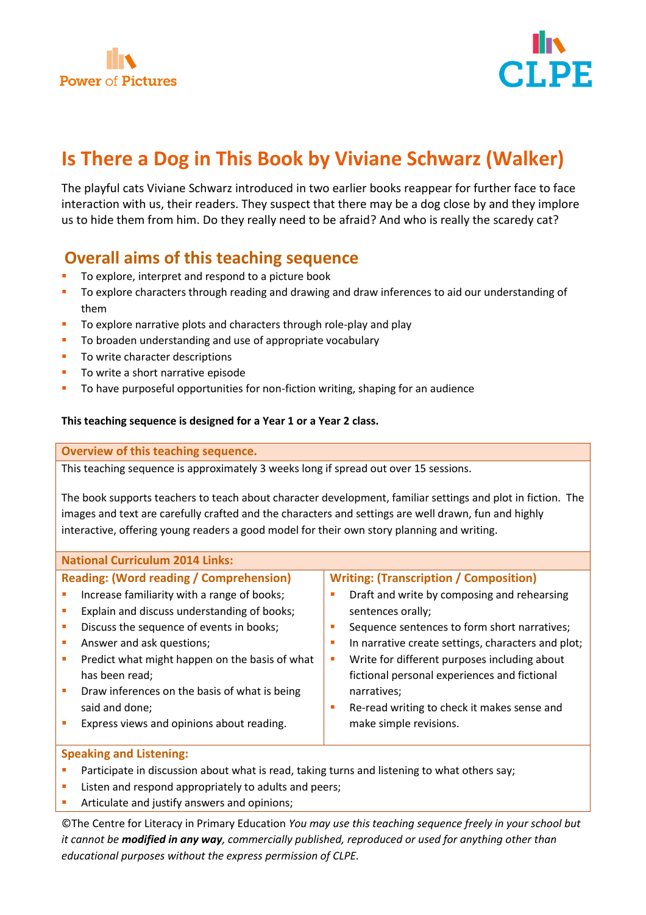Power of Pictures

CLPE

# Is There a Dog in This Book by Viviane Schwarz (Walker)

The playful cats Viviane Schwarz introduced in two earlier books reappear for further face to face interaction with us, their readers. They suspect that there may be a dog close by and they implore us to hide them from him. Do they really need to be afraid? And who is really the scaredy cat?

## Overall aims of this teaching sequence

- To explore, interpret and respond to a picture book
- To explore characters through reading and drawing and draw inferences to aid our understanding of them
- To explore narrative plots and characters through role-play and play
- To broaden understanding and use of appropriate vocabulary
- To write character descriptions
- To write a short narrative episode
- To have purposeful opportunities for non-fiction writing, shaping for an audience

**This teaching sequence is designed for a Year 1 or a Year 2 class.**

### Overview of this teaching sequence.

This teaching sequence is approximately 3 weeks long if spread out over 15 sessions.

The book supports teachers to teach about character development, familiar settings and plot in fiction. The images and text are carefully crafted and the characters and settings are well drawn, fun and highly interactive, offering young readers a good model for their own story planning and writing.

### National Curriculum 2014 Links:

**Reading: (Word reading / Comprehension)**

- Increase familiarity with a range of books;
- Explain and discuss understanding of books;
- Discuss the sequence of events in books;
- Answer and ask questions;
- Predict what might happen on the basis of what has been read;
- Draw inferences on the basis of what is being said and done;
- Express views and opinions about reading.

**Writing: (Transcription / Composition)**

- Draft and write by composing and rehearsing sentences orally;
- Sequence sentences to form short narratives;
- In narrative create settings, characters and plot;
- Write for different purposes including about fictional personal experiences and fictional narratives;
- Re-read writing to check it makes sense and make simple revisions.

**Speaking and Listening:**

- Participate in discussion about what is read, taking turns and listening to what others say;
- Listen and respond appropriately to adults and peers;
- Articulate and justify answers and opinions;

©The Centre for Literacy in Primary Education *You may use this teaching sequence freely in your school but it cannot be* ***modified in any way****, commercially published, reproduced or used for anything other than educational purposes without the express permission of CLPE.*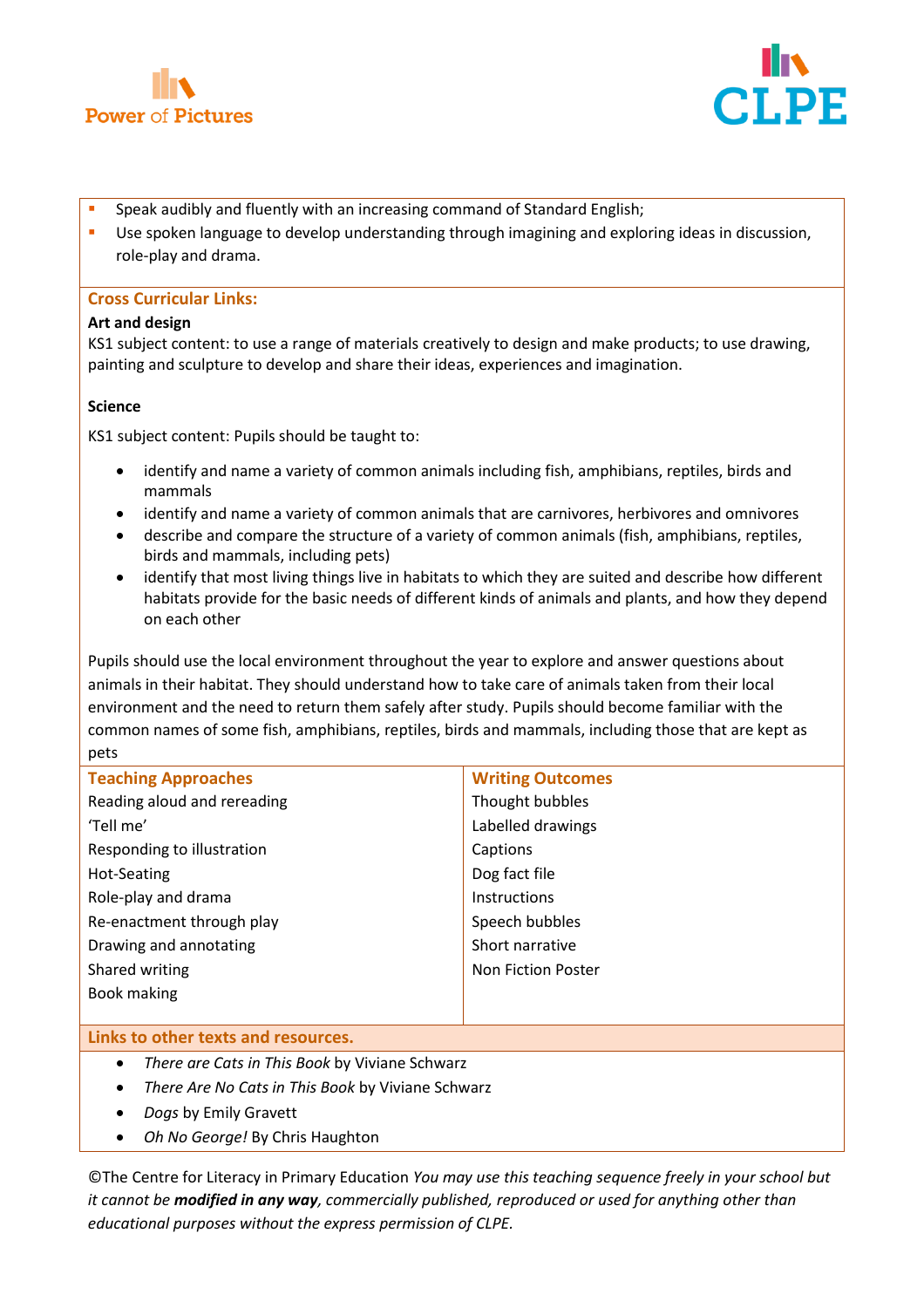- Speak audibly and fluently with an increasing command of Standard English;
- Use spoken language to develop understanding through imagining and exploring ideas in discussion, role-play and drama.

## Cross Curricular Links:

**Art and design**

KS1 subject content: to use a range of materials creatively to design and make products; to use drawing, painting and sculpture to develop and share their ideas, experiences and imagination.

**Science**

KS1 subject content: Pupils should be taught to:

- identify and name a variety of common animals including fish, amphibians, reptiles, birds and mammals
- identify and name a variety of common animals that are carnivores, herbivores and omnivores
- describe and compare the structure of a variety of common animals (fish, amphibians, reptiles, birds and mammals, including pets)
- identify that most living things live in habitats to which they are suited and describe how different habitats provide for the basic needs of different kinds of animals and plants, and how they depend on each other

Pupils should use the local environment throughout the year to explore and answer questions about animals in their habitat. They should understand how to take care of animals taken from their local environment and the need to return them safely after study. Pupils should become familiar with the common names of some fish, amphibians, reptiles, birds and mammals, including those that are kept as pets

| Teaching Approaches | Writing Outcomes |
|---|---|
| Reading aloud and rereading | Thought bubbles |
| 'Tell me' | Labelled drawings |
| Responding to illustration | Captions |
| Hot-Seating | Dog fact file |
| Role-play and drama | Instructions |
| Re-enactment through play | Speech bubbles |
| Drawing and annotating | Short narrative |
| Shared writing | Non Fiction Poster |
| Book making | |

## Links to other texts and resources.

- *There are Cats in This Book* by Viviane Schwarz
- *There Are No Cats in This Book* by Viviane Schwarz
- *Dogs* by Emily Gravett
- *Oh No George!* By Chris Haughton

©The Centre for Literacy in Primary Education *You may use this teaching sequence freely in your school but it cannot be* ***modified in any way****, commercially published, reproduced or used for anything other than educational purposes without the express permission of CLPE.*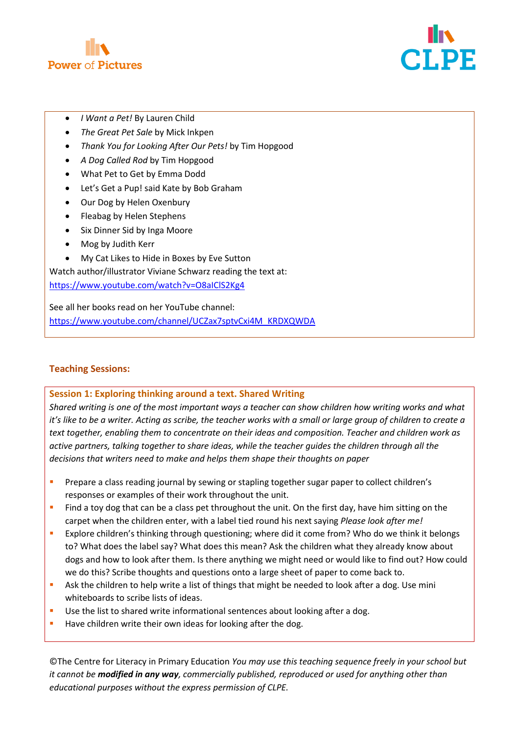- *I Want a Pet!* By Lauren Child
- *The Great Pet Sale* by Mick Inkpen
- *Thank You for Looking After Our Pets!* by Tim Hopgood
- *A Dog Called Rod* by Tim Hopgood
- What Pet to Get by Emma Dodd
- Let's Get a Pup! said Kate by Bob Graham
- Our Dog by Helen Oxenbury
- Fleabag by Helen Stephens
- Six Dinner Sid by Inga Moore
- Mog by Judith Kerr
- My Cat Likes to Hide in Boxes by Eve Sutton

Watch author/illustrator Viviane Schwarz reading the text at:
https://www.youtube.com/watch?v=O8aIClS2Kg4

See all her books read on her YouTube channel:
https://www.youtube.com/channel/UCZax7sptvCxi4M_KRDXQWDA

## Teaching Sessions:

### Session 1: Exploring thinking around a text. Shared Writing

*Shared writing is one of the most important ways a teacher can show children how writing works and what it's like to be a writer. Acting as scribe, the teacher works with a small or large group of children to create a text together, enabling them to concentrate on their ideas and composition. Teacher and children work as active partners, talking together to share ideas, while the teacher guides the children through all the decisions that writers need to make and helps them shape their thoughts on paper*

- Prepare a class reading journal by sewing or stapling together sugar paper to collect children's responses or examples of their work throughout the unit.
- Find a toy dog that can be a class pet throughout the unit. On the first day, have him sitting on the carpet when the children enter, with a label tied round his next saying *Please look after me!*
- Explore children's thinking through questioning; where did it come from? Who do we think it belongs to? What does the label say? What does this mean? Ask the children what they already know about dogs and how to look after them. Is there anything we might need or would like to find out? How could we do this? Scribe thoughts and questions onto a large sheet of paper to come back to.
- Ask the children to help write a list of things that might be needed to look after a dog. Use mini whiteboards to scribe lists of ideas.
- Use the list to shared write informational sentences about looking after a dog.
- Have children write their own ideas for looking after the dog.

©The Centre for Literacy in Primary Education *You may use this teaching sequence freely in your school but it cannot be* ***modified in any way****, commercially published, reproduced or used for anything other than educational purposes without the express permission of CLPE.*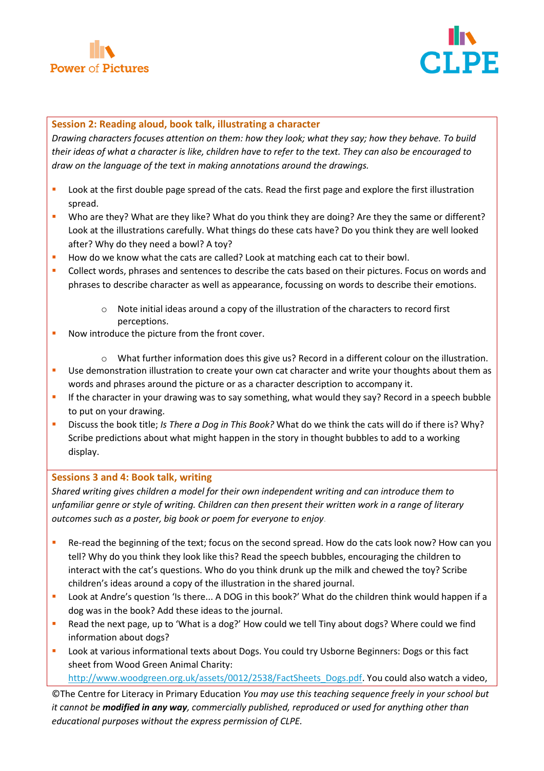### Session 2: Reading aloud, book talk, illustrating a character

*Drawing characters focuses attention on them: how they look; what they say; how they behave. To build their ideas of what a character is like, children have to refer to the text. They can also be encouraged to draw on the language of the text in making annotations around the drawings.*

- Look at the first double page spread of the cats. Read the first page and explore the first illustration spread.
- Who are they? What are they like? What do you think they are doing? Are they the same or different? Look at the illustrations carefully. What things do these cats have? Do you think they are well looked after? Why do they need a bowl? A toy?
- How do we know what the cats are called? Look at matching each cat to their bowl.
- Collect words, phrases and sentences to describe the cats based on their pictures. Focus on words and phrases to describe character as well as appearance, focussing on words to describe their emotions.
    - Note initial ideas around a copy of the illustration of the characters to record first perceptions.
- Now introduce the picture from the front cover.
    - What further information does this give us? Record in a different colour on the illustration.
- Use demonstration illustration to create your own cat character and write your thoughts about them as words and phrases around the picture or as a character description to accompany it.
- If the character in your drawing was to say something, what would they say? Record in a speech bubble to put on your drawing.
- Discuss the book title; *Is There a Dog in This Book?* What do we think the cats will do if there is? Why? Scribe predictions about what might happen in the story in thought bubbles to add to a working display.

### Sessions 3 and 4: Book talk, writing

*Shared writing gives children a model for their own independent writing and can introduce them to unfamiliar genre or style of writing. Children can then present their written work in a range of literary outcomes such as a poster, big book or poem for everyone to enjoy.*

- Re-read the beginning of the text; focus on the second spread. How do the cats look now? How can you tell? Why do you think they look like this? Read the speech bubbles, encouraging the children to interact with the cat's questions. Who do you think drunk up the milk and chewed the toy? Scribe children's ideas around a copy of the illustration in the shared journal.
- Look at Andre's question 'Is there... A DOG in this book?' What do the children think would happen if a dog was in the book? Add these ideas to the journal.
- Read the next page, up to 'What is a dog?' How could we tell Tiny about dogs? Where could we find information about dogs?
- Look at various informational texts about Dogs. You could try Usborne Beginners: Dogs or this fact sheet from Wood Green Animal Charity: [http://www.woodgreen.org.uk/assets/0012/2538/FactSheets_Dogs.pdf](http://www.woodgreen.org.uk/assets/0012/2538/FactSheets_Dogs.pdf). You could also watch a video,

©The Centre for Literacy in Primary Education *You may use this teaching sequence freely in your school but it cannot be* ***modified in any way****, commercially published, reproduced or used for anything other than educational purposes without the express permission of CLPE.*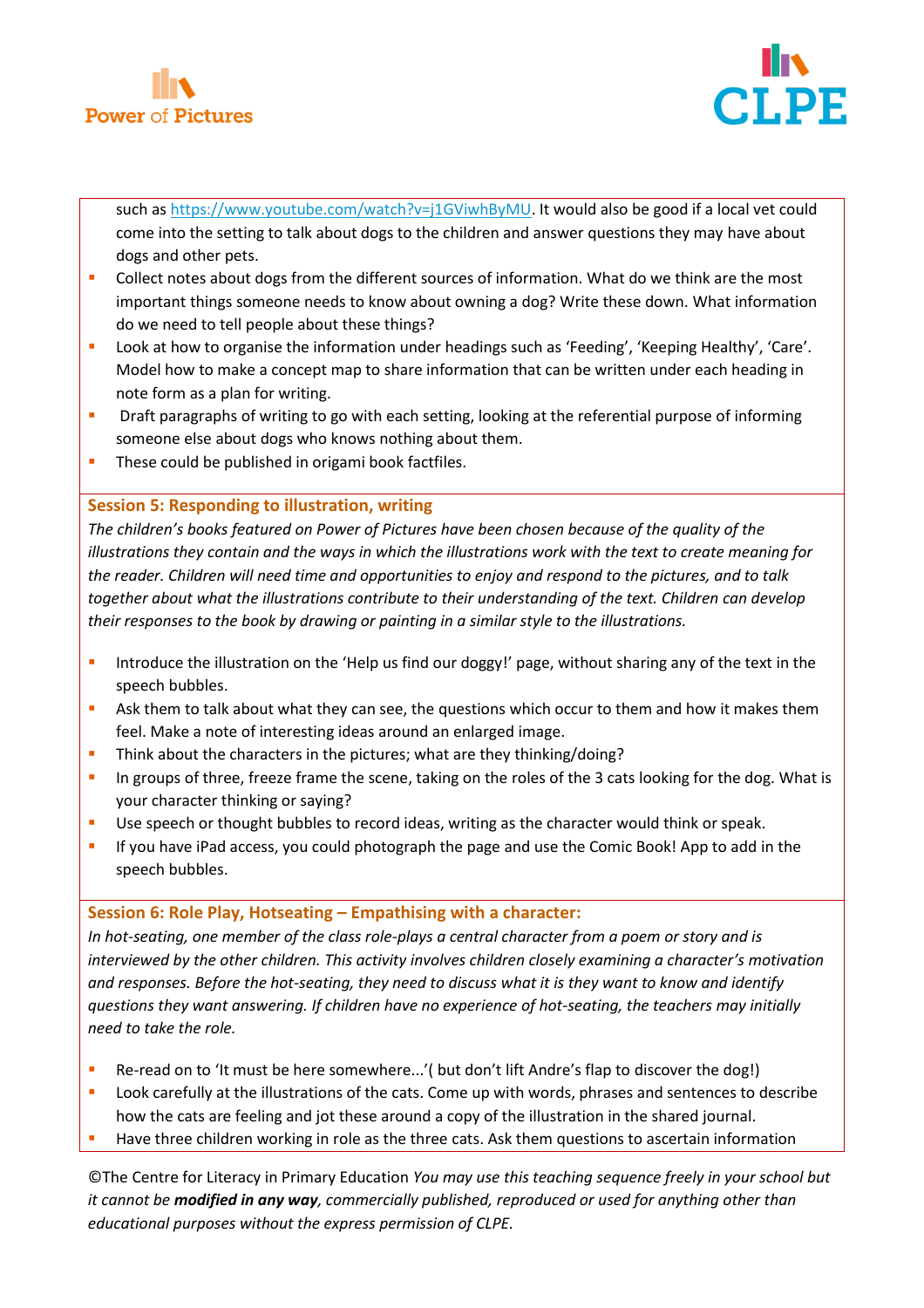such as https://www.youtube.com/watch?v=j1GViwhByMU. It would also be good if a local vet could come into the setting to talk about dogs to the children and answer questions they may have about dogs and other pets.

- Collect notes about dogs from the different sources of information. What do we think are the most important things someone needs to know about owning a dog? Write these down. What information do we need to tell people about these things?
- Look at how to organise the information under headings such as 'Feeding', 'Keeping Healthy', 'Care'. Model how to make a concept map to share information that can be written under each heading in note form as a plan for writing.
- Draft paragraphs of writing to go with each setting, looking at the referential purpose of informing someone else about dogs who knows nothing about them.
- These could be published in origami book factfiles.

### Session 5: Responding to illustration, writing

*The children's books featured on Power of Pictures have been chosen because of the quality of the illustrations they contain and the ways in which the illustrations work with the text to create meaning for the reader. Children will need time and opportunities to enjoy and respond to the pictures, and to talk together about what the illustrations contribute to their understanding of the text. Children can develop their responses to the book by drawing or painting in a similar style to the illustrations.*

- Introduce the illustration on the 'Help us find our doggy!' page, without sharing any of the text in the speech bubbles.
- Ask them to talk about what they can see, the questions which occur to them and how it makes them feel. Make a note of interesting ideas around an enlarged image.
- Think about the characters in the pictures; what are they thinking/doing?
- In groups of three, freeze frame the scene, taking on the roles of the 3 cats looking for the dog. What is your character thinking or saying?
- Use speech or thought bubbles to record ideas, writing as the character would think or speak.
- If you have iPad access, you could photograph the page and use the Comic Book! App to add in the speech bubbles.

### Session 6: Role Play, Hotseating – Empathising with a character:

*In hot-seating, one member of the class role-plays a central character from a poem or story and is interviewed by the other children. This activity involves children closely examining a character's motivation and responses. Before the hot-seating, they need to discuss what it is they want to know and identify questions they want answering. If children have no experience of hot-seating, the teachers may initially need to take the role.*

- Re-read on to 'It must be here somewhere...'( but don't lift Andre's flap to discover the dog!)
- Look carefully at the illustrations of the cats. Come up with words, phrases and sentences to describe how the cats are feeling and jot these around a copy of the illustration in the shared journal.
- Have three children working in role as the three cats. Ask them questions to ascertain information

©The Centre for Literacy in Primary Education *You may use this teaching sequence freely in your school but it cannot be **modified in any way**, commercially published, reproduced or used for anything other than educational purposes without the express permission of CLPE.*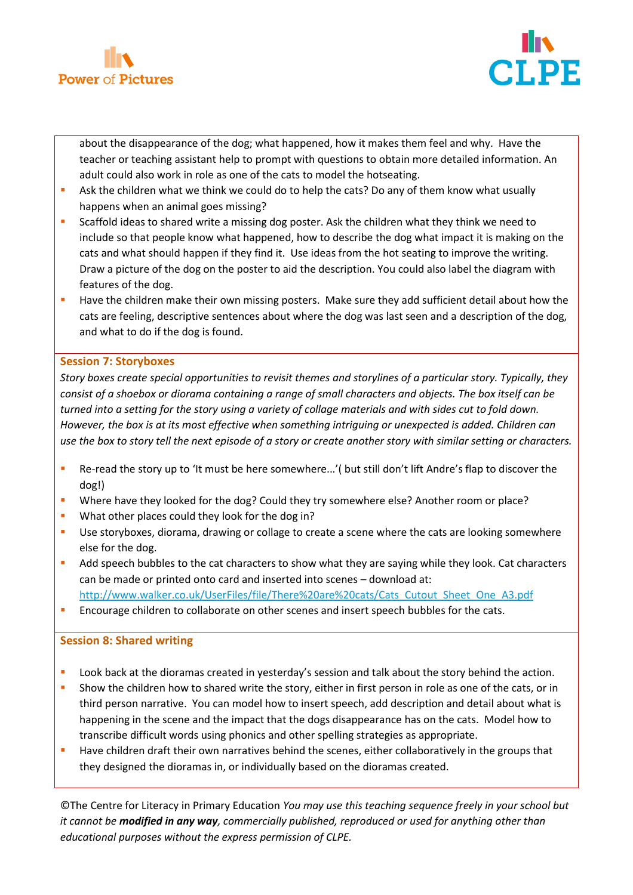about the disappearance of the dog; what happened, how it makes them feel and why. Have the teacher or teaching assistant help to prompt with questions to obtain more detailed information. An adult could also work in role as one of the cats to model the hotseating.

- Ask the children what we think we could do to help the cats? Do any of them know what usually happens when an animal goes missing?
- Scaffold ideas to shared write a missing dog poster. Ask the children what they think we need to include so that people know what happened, how to describe the dog what impact it is making on the cats and what should happen if they find it. Use ideas from the hot seating to improve the writing. Draw a picture of the dog on the poster to aid the description. You could also label the diagram with features of the dog.
- Have the children make their own missing posters. Make sure they add sufficient detail about how the cats are feeling, descriptive sentences about where the dog was last seen and a description of the dog, and what to do if the dog is found.

## Session 7: Storyboxes

*Story boxes create special opportunities to revisit themes and storylines of a particular story. Typically, they consist of a shoebox or diorama containing a range of small characters and objects. The box itself can be turned into a setting for the story using a variety of collage materials and with sides cut to fold down. However, the box is at its most effective when something intriguing or unexpected is added. Children can use the box to story tell the next episode of a story or create another story with similar setting or characters.*

- Re-read the story up to 'It must be here somewhere...'( but still don't lift Andre's flap to discover the dog!)
- Where have they looked for the dog? Could they try somewhere else? Another room or place?
- What other places could they look for the dog in?
- Use storyboxes, diorama, drawing or collage to create a scene where the cats are looking somewhere else for the dog.
- Add speech bubbles to the cat characters to show what they are saying while they look. Cat characters can be made or printed onto card and inserted into scenes – download at: http://www.walker.co.uk/UserFiles/file/There%20are%20cats/Cats_Cutout_Sheet_One_A3.pdf
- Encourage children to collaborate on other scenes and insert speech bubbles for the cats.

## Session 8: Shared writing

- Look back at the dioramas created in yesterday's session and talk about the story behind the action.
- Show the children how to shared write the story, either in first person in role as one of the cats, or in third person narrative. You can model how to insert speech, add description and detail about what is happening in the scene and the impact that the dogs disappearance has on the cats. Model how to transcribe difficult words using phonics and other spelling strategies as appropriate.
- Have children draft their own narratives behind the scenes, either collaboratively in the groups that they designed the dioramas in, or individually based on the dioramas created.

©The Centre for Literacy in Primary Education *You may use this teaching sequence freely in your school but it cannot be **modified in any way**, commercially published, reproduced or used for anything other than educational purposes without the express permission of CLPE.*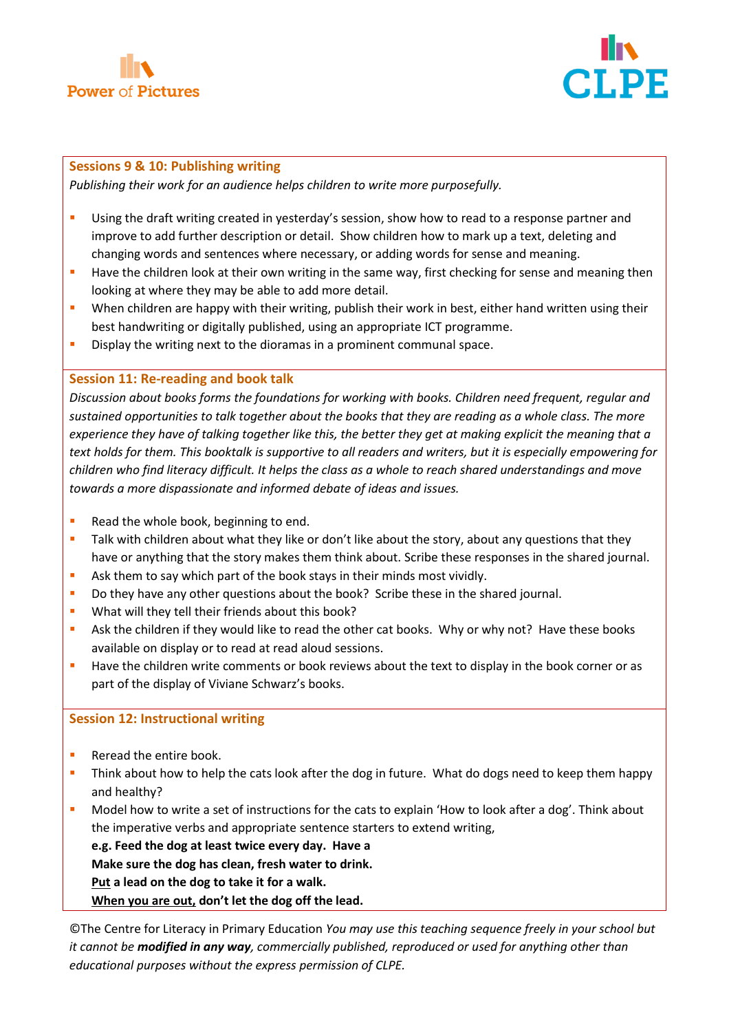### Sessions 9 & 10: Publishing writing

*Publishing their work for an audience helps children to write more purposefully.*

- Using the draft writing created in yesterday's session, show how to read to a response partner and improve to add further description or detail. Show children how to mark up a text, deleting and changing words and sentences where necessary, or adding words for sense and meaning.
- Have the children look at their own writing in the same way, first checking for sense and meaning then looking at where they may be able to add more detail.
- When children are happy with their writing, publish their work in best, either hand written using their best handwriting or digitally published, using an appropriate ICT programme.
- Display the writing next to the dioramas in a prominent communal space.

### Session 11: Re-reading and book talk

*Discussion about books forms the foundations for working with books. Children need frequent, regular and sustained opportunities to talk together about the books that they are reading as a whole class. The more experience they have of talking together like this, the better they get at making explicit the meaning that a text holds for them. This booktalk is supportive to all readers and writers, but it is especially empowering for children who find literacy difficult. It helps the class as a whole to reach shared understandings and move towards a more dispassionate and informed debate of ideas and issues.*

- Read the whole book, beginning to end.
- Talk with children about what they like or don't like about the story, about any questions that they have or anything that the story makes them think about. Scribe these responses in the shared journal.
- Ask them to say which part of the book stays in their minds most vividly.
- Do they have any other questions about the book? Scribe these in the shared journal.
- What will they tell their friends about this book?
- Ask the children if they would like to read the other cat books. Why or why not? Have these books available on display or to read at read aloud sessions.
- Have the children write comments or book reviews about the text to display in the book corner or as part of the display of Viviane Schwarz's books.

### Session 12: Instructional writing

- Reread the entire book.
- Think about how to help the cats look after the dog in future. What do dogs need to keep them happy and healthy?
- Model how to write a set of instructions for the cats to explain 'How to look after a dog'. Think about the imperative verbs and appropriate sentence starters to extend writing,
  **e.g. Feed the dog at least twice every day. Have a**
  **Make sure the dog has clean, fresh water to drink.**
  **<u>Put</u> a lead on the dog to take it for a walk.**
  **<u>When you are out,</u> don't let the dog off the lead.**

©The Centre for Literacy in Primary Education *You may use this teaching sequence freely in your school but it cannot be **modified in any way**, commercially published, reproduced or used for anything other than educational purposes without the express permission of CLPE.*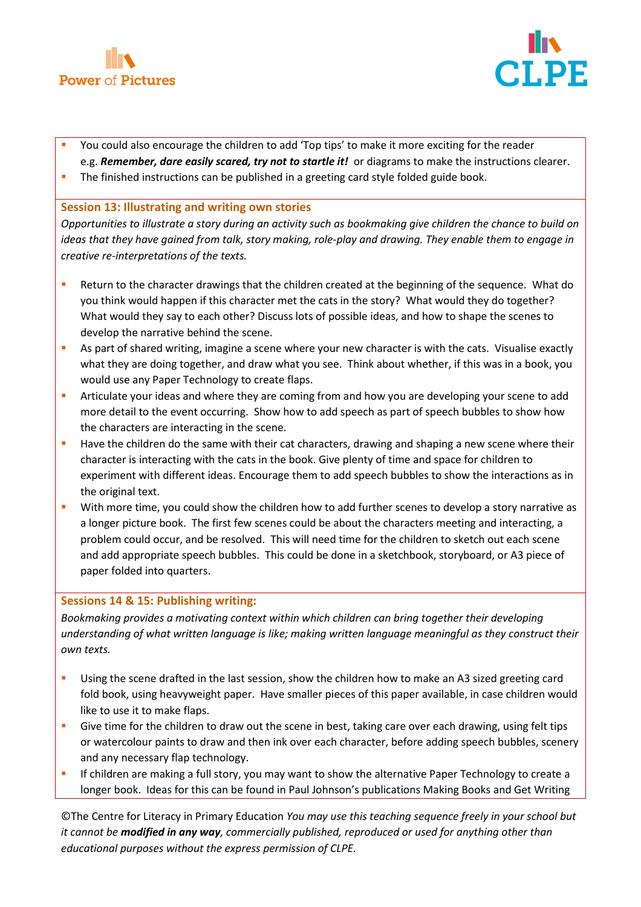- You could also encourage the children to add 'Top tips' to make it more exciting for the reader e.g. ***Remember, dare easily scared, try not to startle it!*** or diagrams to make the instructions clearer.
- The finished instructions can be published in a greeting card style folded guide book.

## Session 13: Illustrating and writing own stories

*Opportunities to illustrate a story during an activity such as bookmaking give children the chance to build on ideas that they have gained from talk, story making, role-play and drawing. They enable them to engage in creative re-interpretations of the texts.*

- Return to the character drawings that the children created at the beginning of the sequence. What do you think would happen if this character met the cats in the story? What would they do together? What would they say to each other? Discuss lots of possible ideas, and how to shape the scenes to develop the narrative behind the scene.
- As part of shared writing, imagine a scene where your new character is with the cats. Visualise exactly what they are doing together, and draw what you see. Think about whether, if this was in a book, you would use any Paper Technology to create flaps.
- Articulate your ideas and where they are coming from and how you are developing your scene to add more detail to the event occurring. Show how to add speech as part of speech bubbles to show how the characters are interacting in the scene.
- Have the children do the same with their cat characters, drawing and shaping a new scene where their character is interacting with the cats in the book. Give plenty of time and space for children to experiment with different ideas. Encourage them to add speech bubbles to show the interactions as in the original text.
- With more time, you could show the children how to add further scenes to develop a story narrative as a longer picture book. The first few scenes could be about the characters meeting and interacting, a problem could occur, and be resolved. This will need time for the children to sketch out each scene and add appropriate speech bubbles. This could be done in a sketchbook, storyboard, or A3 piece of paper folded into quarters.

## Sessions 14 & 15: Publishing writing:

*Bookmaking provides a motivating context within which children can bring together their developing understanding of what written language is like; making written language meaningful as they construct their own texts.*

- Using the scene drafted in the last session, show the children how to make an A3 sized greeting card fold book, using heavyweight paper. Have smaller pieces of this paper available, in case children would like to use it to make flaps.
- Give time for the children to draw out the scene in best, taking care over each drawing, using felt tips or watercolour paints to draw and then ink over each character, before adding speech bubbles, scenery and any necessary flap technology.
- If children are making a full story, you may want to show the alternative Paper Technology to create a longer book. Ideas for this can be found in Paul Johnson's publications Making Books and Get Writing

©The Centre for Literacy in Primary Education *You may use this teaching sequence freely in your school but it cannot be **modified in any way**, commercially published, reproduced or used for anything other than educational purposes without the express permission of CLPE.*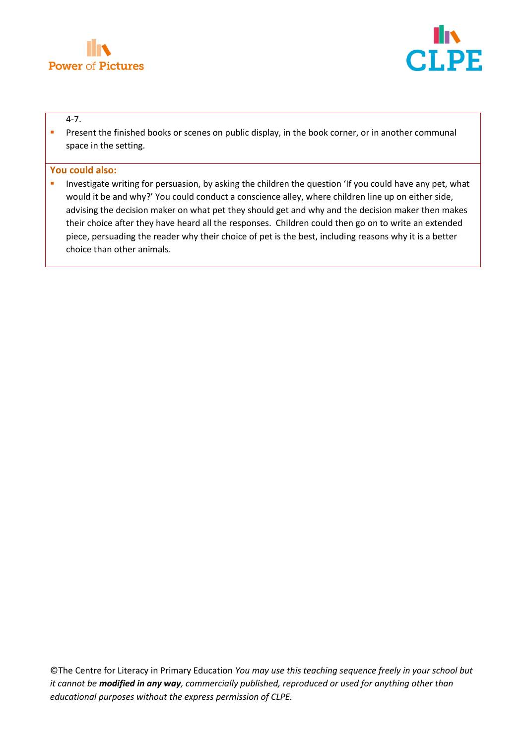4-7.

- Present the finished books or scenes on public display, in the book corner, or in another communal space in the setting.

**You could also:**

- Investigate writing for persuasion, by asking the children the question 'If you could have any pet, what would it be and why?' You could conduct a conscience alley, where children line up on either side, advising the decision maker on what pet they should get and why and the decision maker then makes their choice after they have heard all the responses. Children could then go on to write an extended piece, persuading the reader why their choice of pet is the best, including reasons why it is a better choice than other animals.

©The Centre for Literacy in Primary Education *You may use this teaching sequence freely in your school but it cannot be* ***modified in any way****, commercially published, reproduced or used for anything other than educational purposes without the express permission of CLPE.*